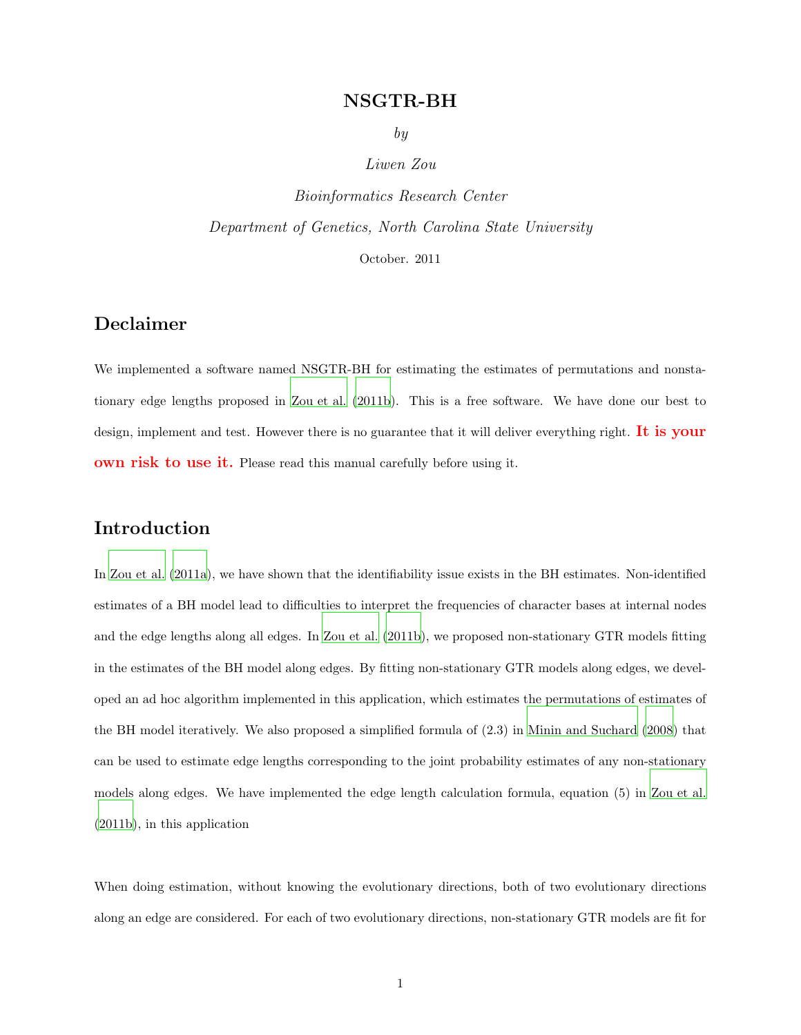# NSGTR-BH

*by*

*Liwen Zou*

*Bioinformatics Research Center*

*Department of Genetics, North Carolina State University*

October. 2011

## Declaimer

We implemented a software named NSGTR-BH for estimating the estimates of permutations and nonstationary edge lengths proposed in Zou et al. (2011b). This is a free software. We have done our best to design, implement and test. However there is no guarantee that it will deliver everything right. **It is your own risk to use it.** Please read this manual carefully before using it.

## Introduction

In Zou et al. (2011a), we have shown that the identifiability issue exists in the BH estimates. Non-identified estimates of a BH model lead to difficulties to interpret the frequencies of character bases at internal nodes and the edge lengths along all edges. In Zou et al. (2011b), we proposed non-stationary GTR models fitting in the estimates of the BH model along edges. By fitting non-stationary GTR models along edges, we developed an ad hoc algorithm implemented in this application, which estimates the permutations of estimates of the BH model iteratively. We also proposed a simplified formula of (2.3) in Minin and Suchard (2008) that can be used to estimate edge lengths corresponding to the joint probability estimates of any non-stationary models along edges. We have implemented the edge length calculation formula, equation (5) in Zou et al. (2011b), in this application

When doing estimation, without knowing the evolutionary directions, both of two evolutionary directions along an edge are considered. For each of two evolutionary directions, non-stationary GTR models are fit for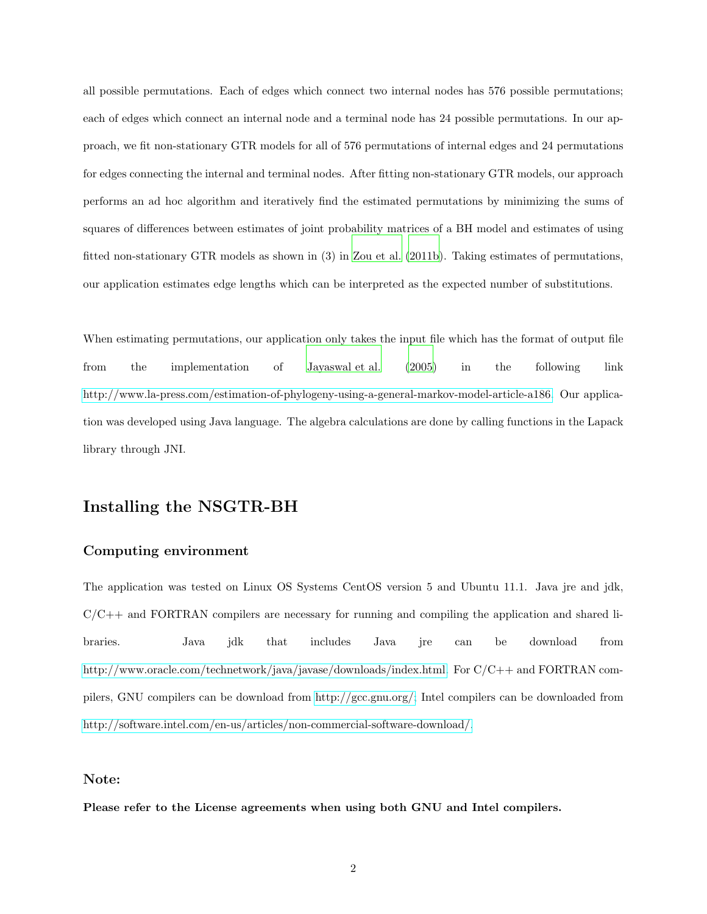all possible permutations. Each of edges which connect two internal nodes has 576 possible permutations; each of edges which connect an internal node and a terminal node has 24 possible permutations. In our approach, we fit non-stationary GTR models for all of 576 permutations of internal edges and 24 permutations for edges connecting the internal and terminal nodes. After fitting non-stationary GTR models, our approach performs an ad hoc algorithm and iteratively find the estimated permutations by minimizing the sums of squares of differences between estimates of joint probability matrices of a BH model and estimates of using fitted non-stationary GTR models as shown in (3) in Zou et al. (2011b). Taking estimates of permutations, our application estimates edge lengths which can be interpreted as the expected number of substitutions.

When estimating permutations, our application only takes the input file which has the format of output file from the implementation of Jayaswal et al. (2005) in the following link http://www.la-press.com/estimation-of-phylogeny-using-a-general-markov-model-article-a186. Our application was developed using Java language. The algebra calculations are done by calling functions in the Lapack library through JNI.

## Installing the NSGTR-BH

### Computing environment

The application was tested on Linux OS Systems CentOS version 5 and Ubuntu 11.1. Java jre and jdk, C/C++ and FORTRAN compilers are necessary for running and compiling the application and shared libraries. Java jdk that includes Java jre can be download from http://www.oracle.com/technetwork/java/javase/downloads/index.html. For C/C++ and FORTRAN compilers, GNU compilers can be download from http://gcc.gnu.org/; Intel compilers can be downloaded from http://software.intel.com/en-us/articles/non-commercial-software-download/.

### Note:

**Please refer to the License agreements when using both GNU and Intel compilers.**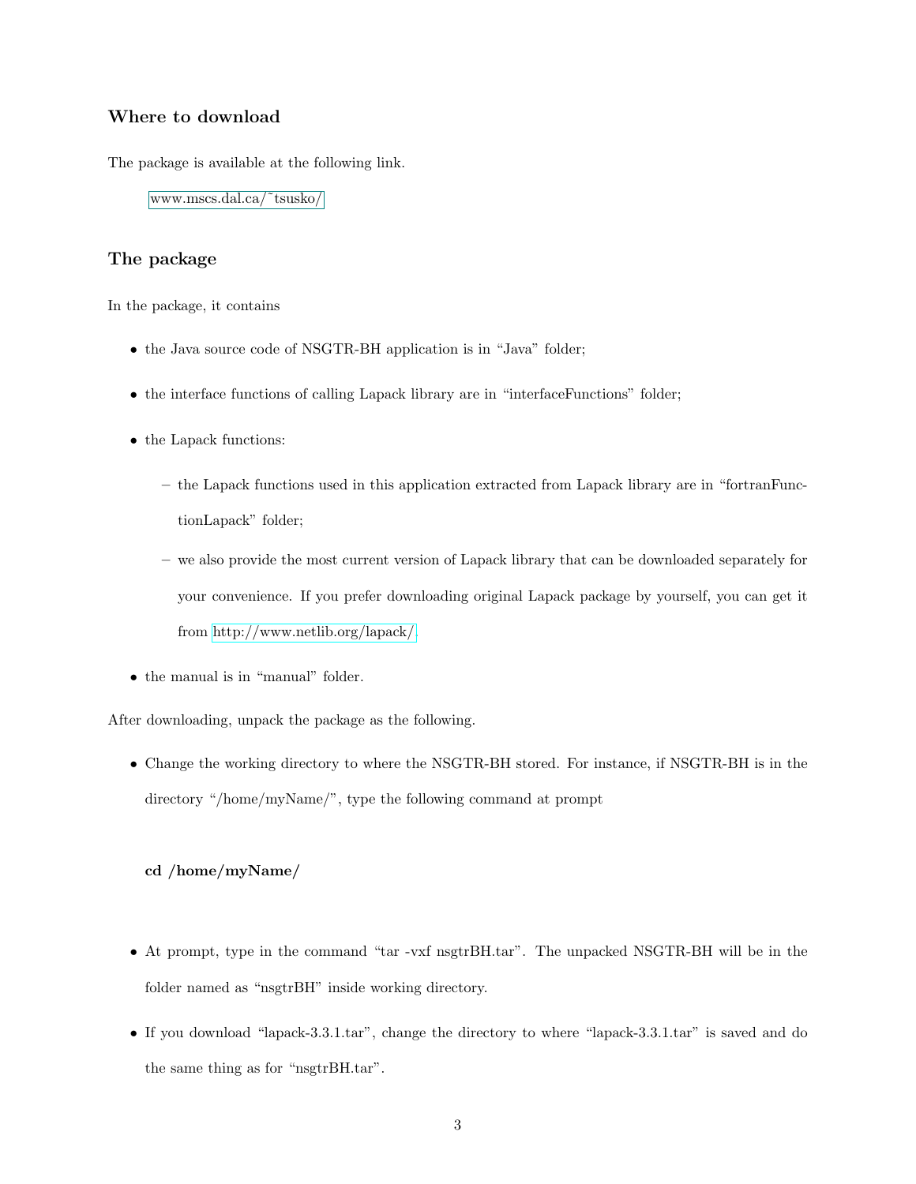## Where to download

The package is available at the following link.

> www.mscs.dal.ca/~tsusko/

## The package

In the package, it contains

- the Java source code of NSGTR-BH application is in "Java" folder;
- the interface functions of calling Lapack library are in "interfaceFunctions" folder;
- the Lapack functions:
  - the Lapack functions used in this application extracted from Lapack library are in "fortranFunctionLapack" folder;
  - we also provide the most current version of Lapack library that can be downloaded separately for your convenience. If you prefer downloading original Lapack package by yourself, you can get it from http://www.netlib.org/lapack/.
- the manual is in "manual" folder.

After downloading, unpack the package as the following.

- Change the working directory to where the NSGTR-BH stored. For instance, if NSGTR-BH is in the directory "/home/myName/", type the following command at prompt

  **cd /home/myName/**

- At prompt, type in the command "tar -vxf nsgtrBH.tar". The unpacked NSGTR-BH will be in the folder named as "nsgtrBH" inside working directory.
- If you download "lapack-3.3.1.tar", change the directory to where "lapack-3.3.1.tar" is saved and do the same thing as for "nsgtrBH.tar".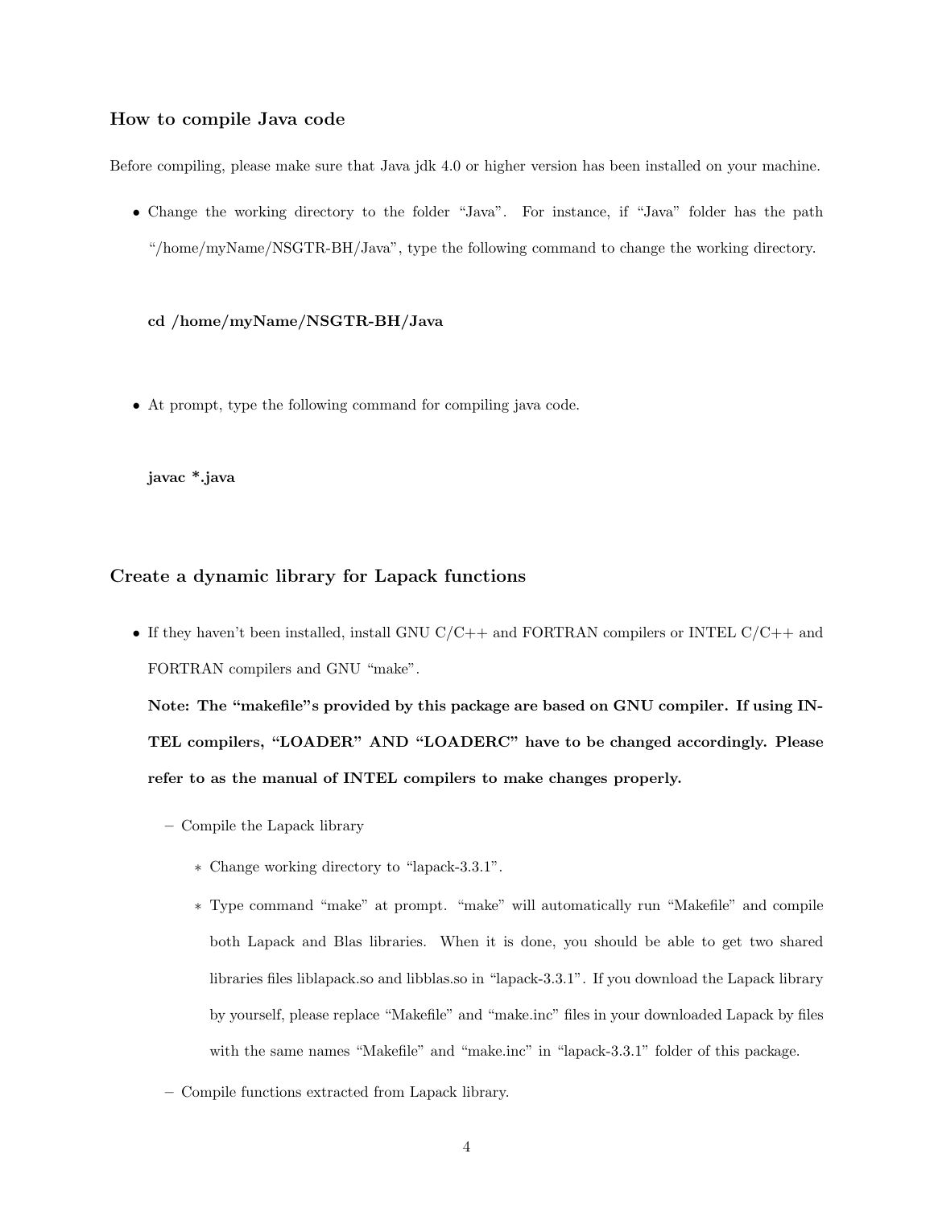### How to compile Java code

Before compiling, please make sure that Java jdk 4.0 or higher version has been installed on your machine.

- Change the working directory to the folder "Java". For instance, if "Java" folder has the path "/home/myName/NSGTR-BH/Java", type the following command to change the working directory.

  **cd /home/myName/NSGTR-BH/Java**

- At prompt, type the following command for compiling java code.

  **javac *.java**

### Create a dynamic library for Lapack functions

- If they haven't been installed, install GNU C/C++ and FORTRAN compilers or INTEL C/C++ and FORTRAN compilers and GNU "make".

  **Note: The "makefile"s provided by this package are based on GNU compiler. If using INTEL compilers, "LOADER" AND "LOADERC" have to be changed accordingly. Please refer to as the manual of INTEL compilers to make changes properly.**

  - Compile the Lapack library
    - Change working directory to "lapack-3.3.1".
    - Type command "make" at prompt. "make" will automatically run "Makefile" and compile both Lapack and Blas libraries. When it is done, you should be able to get two shared libraries files liblapack.so and libblas.so in "lapack-3.3.1". If you download the Lapack library by yourself, please replace "Makefile" and "make.inc" files in your downloaded Lapack by files with the same names "Makefile" and "make.inc" in "lapack-3.3.1" folder of this package.
  - Compile functions extracted from Lapack library.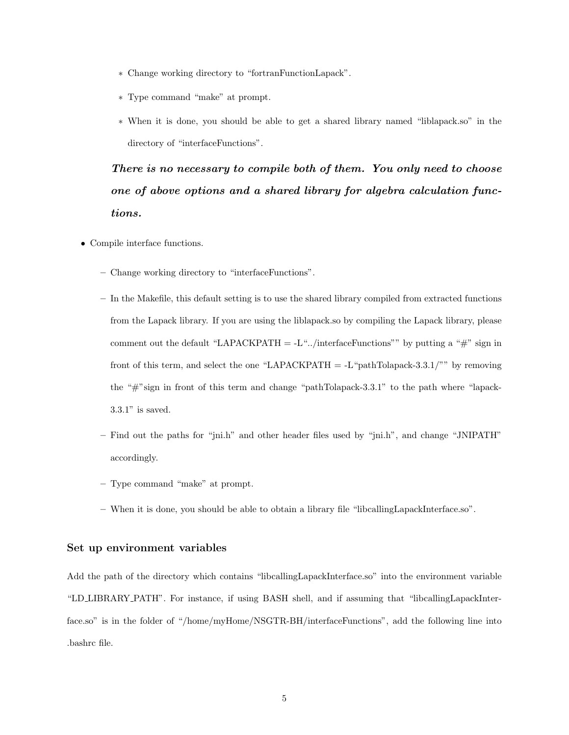* Change working directory to "fortranFunctionLapack".
    * Type command "make" at prompt.
    * When it is done, you should be able to get a shared library named "liblapack.so" in the directory of "interfaceFunctions".

  ***There is no necessary to compile both of them. You only need to choose one of above options and a shared library for algebra calculation functions.***

- Compile interface functions.
  - Change working directory to "interfaceFunctions".
  - In the Makefile, this default setting is to use the shared library compiled from extracted functions from the Lapack library. If you are using the liblapack.so by compiling the Lapack library, please comment out the default "LAPACKPATH = -L"../interfaceFunctions"" by putting a "#" sign in front of this term, and select the one "LAPACKPATH = -L"pathTolapack-3.3.1/"" by removing the "#"sign in front of this term and change "pathTolapack-3.3.1" to the path where "lapack-3.3.1" is saved.
  - Find out the paths for "jni.h" and other header files used by "jni.h", and change "JNIPATH" accordingly.
  - Type command "make" at prompt.
  - When it is done, you should be able to obtain a library file "libcallingLapackInterface.so".

### Set up environment variables

Add the path of the directory which contains "libcallingLapackInterface.so" into the environment variable "LD_LIBRARY_PATH". For instance, if using BASH shell, and if assuming that "libcallingLapackInterface.so" is in the folder of "/home/myHome/NSGTR-BH/interfaceFunctions", add the following line into .bashrc file.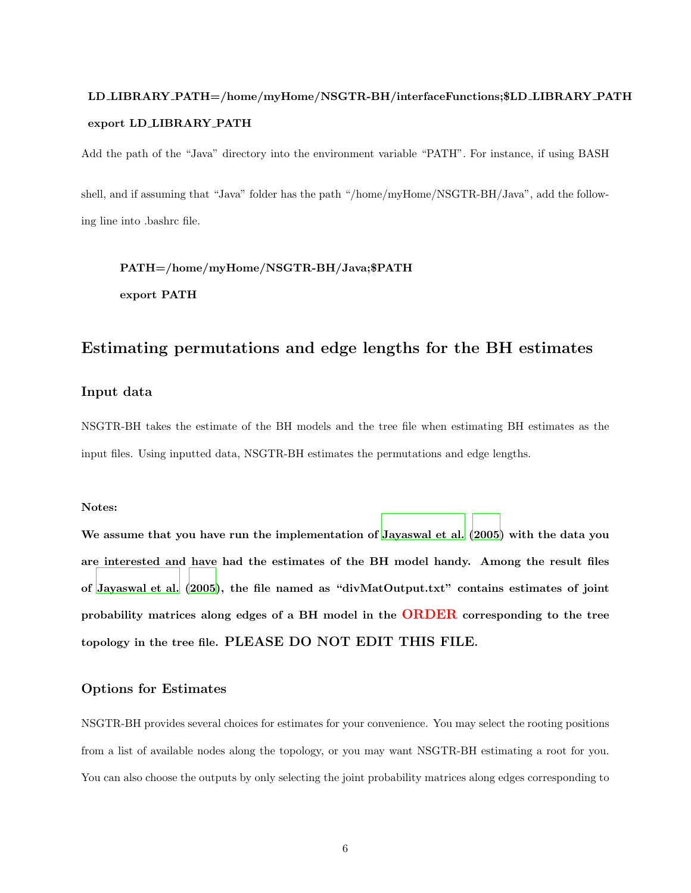**LD_LIBRARY_PATH=/home/myHome/NSGTR-BH/interfaceFunctions;$LD_LIBRARY_PATH**

**export LD_LIBRARY_PATH**

Add the path of the "Java" directory into the environment variable "PATH". For instance, if using BASH shell, and if assuming that "Java" folder has the path "/home/myHome/NSGTR-BH/Java", add the following line into .bashrc file.

**PATH=/home/myHome/NSGTR-BH/Java;$PATH**

**export PATH**

## Estimating permutations and edge lengths for the BH estimates

### Input data

NSGTR-BH takes the estimate of the BH models and the tree file when estimating BH estimates as the input files. Using inputted data, NSGTR-BH estimates the permutations and edge lengths.

**Notes:**

**We assume that you have run the implementation of Jayaswal et al. (2005) with the data you are interested and have had the estimates of the BH model handy. Among the result files of Jayaswal et al. (2005), the file named as "divMatOutput.txt" contains estimates of joint probability matrices along edges of a BH model in the ORDER corresponding to the tree topology in the tree file. PLEASE DO NOT EDIT THIS FILE.**

### Options for Estimates

NSGTR-BH provides several choices for estimates for your convenience. You may select the rooting positions from a list of available nodes along the topology, or you may want NSGTR-BH estimating a root for you. You can also choose the outputs by only selecting the joint probability matrices along edges corresponding to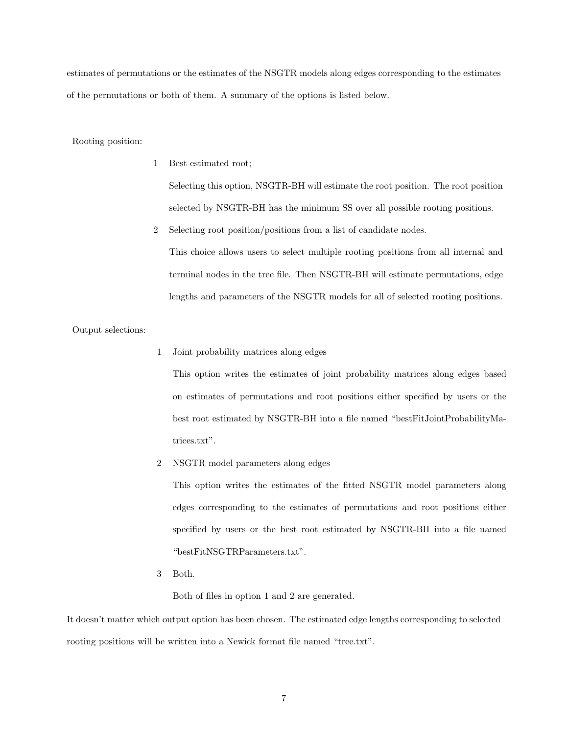estimates of permutations or the estimates of the NSGTR models along edges corresponding to the estimates of the permutations or both of them. A summary of the options is listed below.

Rooting position:

1. Best estimated root;

   Selecting this option, NSGTR-BH will estimate the root position. The root position selected by NSGTR-BH has the minimum SS over all possible rooting positions.

2. Selecting root position/positions from a list of candidate nodes.

   This choice allows users to select multiple rooting positions from all internal and terminal nodes in the tree file. Then NSGTR-BH will estimate permutations, edge lengths and parameters of the NSGTR models for all of selected rooting positions.

Output selections:

1. Joint probability matrices along edges

   This option writes the estimates of joint probability matrices along edges based on estimates of permutations and root positions either specified by users or the best root estimated by NSGTR-BH into a file named “bestFitJointProbabilityMatrices.txt”.

2. NSGTR model parameters along edges

   This option writes the estimates of the fitted NSGTR model parameters along edges corresponding to the estimates of permutations and root positions either specified by users or the best root estimated by NSGTR-BH into a file named “bestFitNSGTRParameters.txt”.

3. Both.

   Both of files in option 1 and 2 are generated.

It doesn’t matter which output option has been chosen. The estimated edge lengths corresponding to selected rooting positions will be written into a Newick format file named “tree.txt”.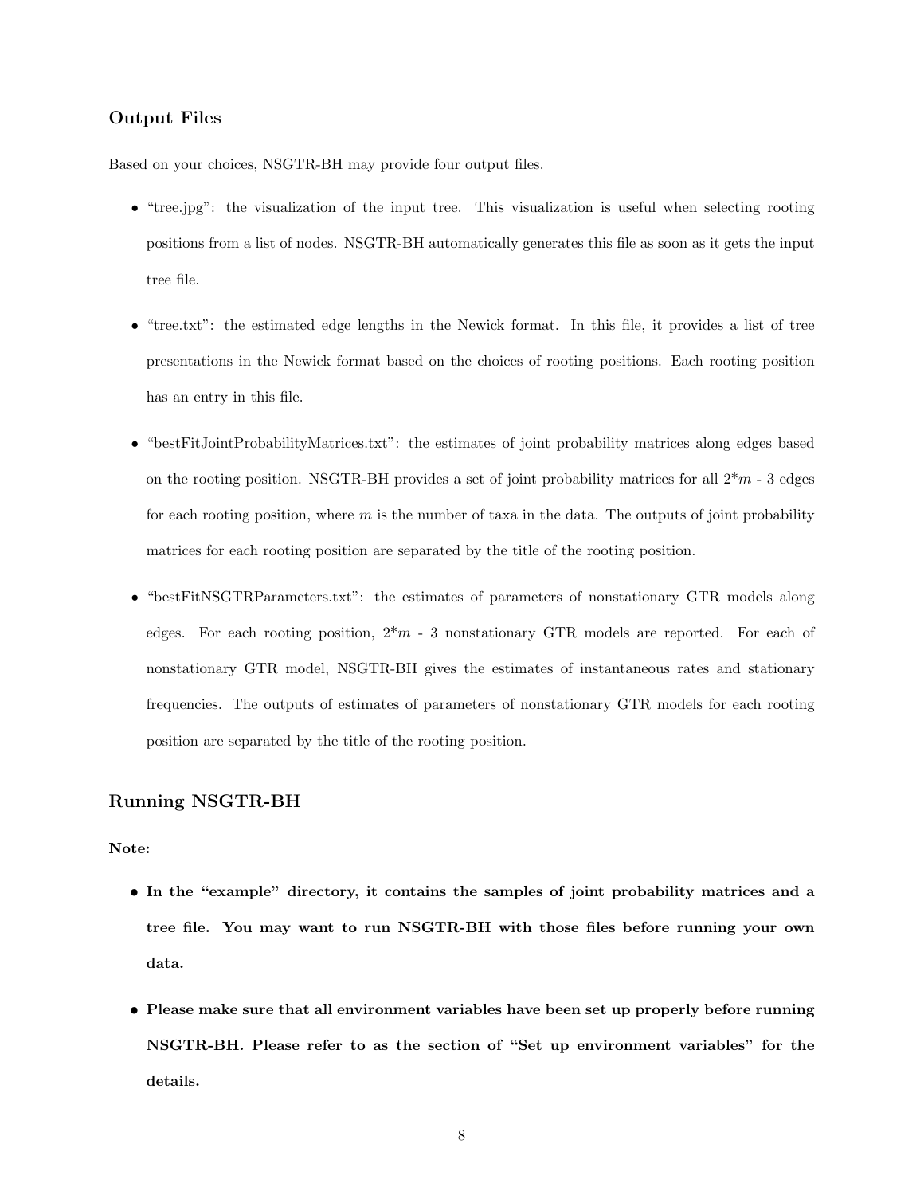### Output Files

Based on your choices, NSGTR-BH may provide four output files.

- "tree.jpg": the visualization of the input tree. This visualization is useful when selecting rooting positions from a list of nodes. NSGTR-BH automatically generates this file as soon as it gets the input tree file.
- "tree.txt": the estimated edge lengths in the Newick format. In this file, it provides a list of tree presentations in the Newick format based on the choices of rooting positions. Each rooting position has an entry in this file.
- "bestFitJointProbabilityMatrices.txt": the estimates of joint probability matrices along edges based on the rooting position. NSGTR-BH provides a set of joint probability matrices for all $2*m$ - 3 edges for each rooting position, where $m$ is the number of taxa in the data. The outputs of joint probability matrices for each rooting position are separated by the title of the rooting position.
- "bestFitNSGTRParameters.txt": the estimates of parameters of nonstationary GTR models along edges. For each rooting position, $2*m$ - 3 nonstationary GTR models are reported. For each of nonstationary GTR model, NSGTR-BH gives the estimates of instantaneous rates and stationary frequencies. The outputs of estimates of parameters of nonstationary GTR models for each rooting position are separated by the title of the rooting position.

### Running NSGTR-BH

**Note:**

- **In the "example" directory, it contains the samples of joint probability matrices and a tree file. You may want to run NSGTR-BH with those files before running your own data.**
- **Please make sure that all environment variables have been set up properly before running NSGTR-BH. Please refer to as the section of "Set up environment variables" for the details.**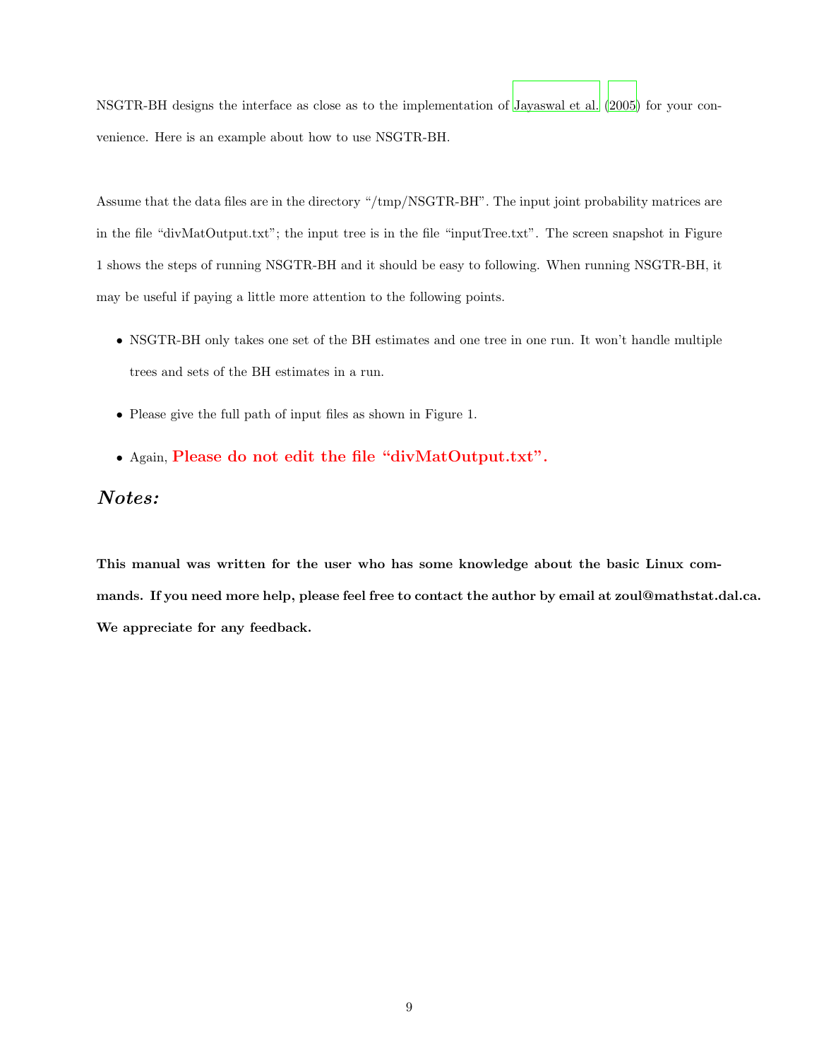NSGTR-BH designs the interface as close as to the implementation of Jayaswal et al. (2005) for your convenience. Here is an example about how to use NSGTR-BH.

Assume that the data files are in the directory "/tmp/NSGTR-BH". The input joint probability matrices are in the file "divMatOutput.txt"; the input tree is in the file "inputTree.txt". The screen snapshot in Figure 1 shows the steps of running NSGTR-BH and it should be easy to following. When running NSGTR-BH, it may be useful if paying a little more attention to the following points.

- NSGTR-BH only takes one set of the BH estimates and one tree in one run. It won't handle multiple trees and sets of the BH estimates in a run.
- Please give the full path of input files as shown in Figure 1.
- Again, **Please do not edit the file "divMatOutput.txt".**

## ***Notes:***

**This manual was written for the user who has some knowledge about the basic Linux commands. If you need more help, please feel free to contact the author by email at zoul@mathstat.dal.ca. We appreciate for any feedback.**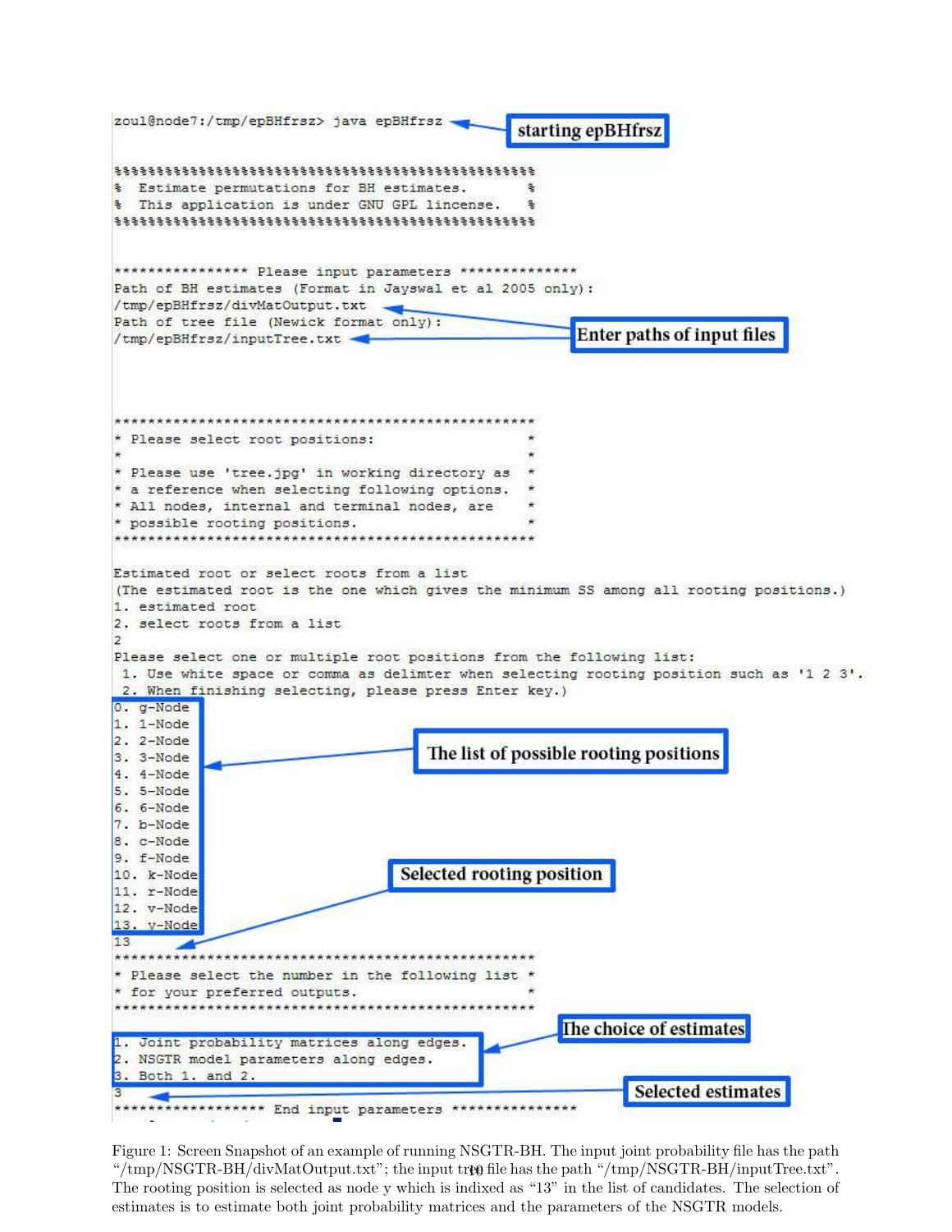```
zoul@node7:/tmp/epBHfrsz> java epBHfrsz

%%%%%%%%%%%%%%%%%%%%%%%%%%%%%%%%%%%%%%%%%%%%%%%%%%
%  Estimate permutations for BH estimates.       %
%  This application is under GNU GPL lincense.   %
%%%%%%%%%%%%%%%%%%%%%%%%%%%%%%%%%%%%%%%%%%%%%%%%%%


**************** Please input parameters **************
Path of BH estimates (Format in Jayswal et al 2005 only):
/tmp/epBHfrsz/divMatOutput.txt
Path of tree file (Newick format only):
/tmp/epBHfrsz/inputTree.txt



****************************************************
* Please select root positions:                    *
*                                                  *
* Please use 'tree.jpg' in working directory as    *
* a reference when selecting following options.    *
* All nodes, internal and terminal nodes, are      *
* possible rooting positions.                      *
****************************************************

Estimated root or select roots from a list
(The estimated root is the one which gives the minimum SS among all rooting positions.)
1. estimated root
2. select roots from a list
2
Please select one or multiple root positions from the following list:
 1. Use white space or comma as delimter when selecting rooting position such as '1 2 3'.
 2. When finishing selecting, please press Enter key.)
0. g-Node
1. 1-Node
2. 2-Node
3. 3-Node
4. 4-Node
5. 5-Node
6. 6-Node
7. b-Node
8. c-Node
9. f-Node
10. k-Node
11. r-Node
12. v-Node
13. y-Node
13
****************************************************
* Please select the number in the following list *
* for your preferred outputs.                      *
****************************************************

1. Joint probability matrices along edges.
2. NSGTR model parameters along edges.
3. Both 1. and 2.
3
****************** End input parameters ***************
```

Annotations in figure: starting epBHfrsz; Enter paths of input files; The list of possible rooting positions; Selected rooting position; The choice of estimates; Selected estimates.

Figure 1: Screen Snapshot of an example of running NSGTR-BH. The input joint probability file has the path "/tmp/NSGTR-BH/divMatOutput.txt"; the input tree file has the path "/tmp/NSGTR-BH/inputTree.txt". The rooting position is selected as node y which is indixed as "13" in the list of candidates. The selection of estimates is to estimate both joint probability matrices and the parameters of the NSGTR models.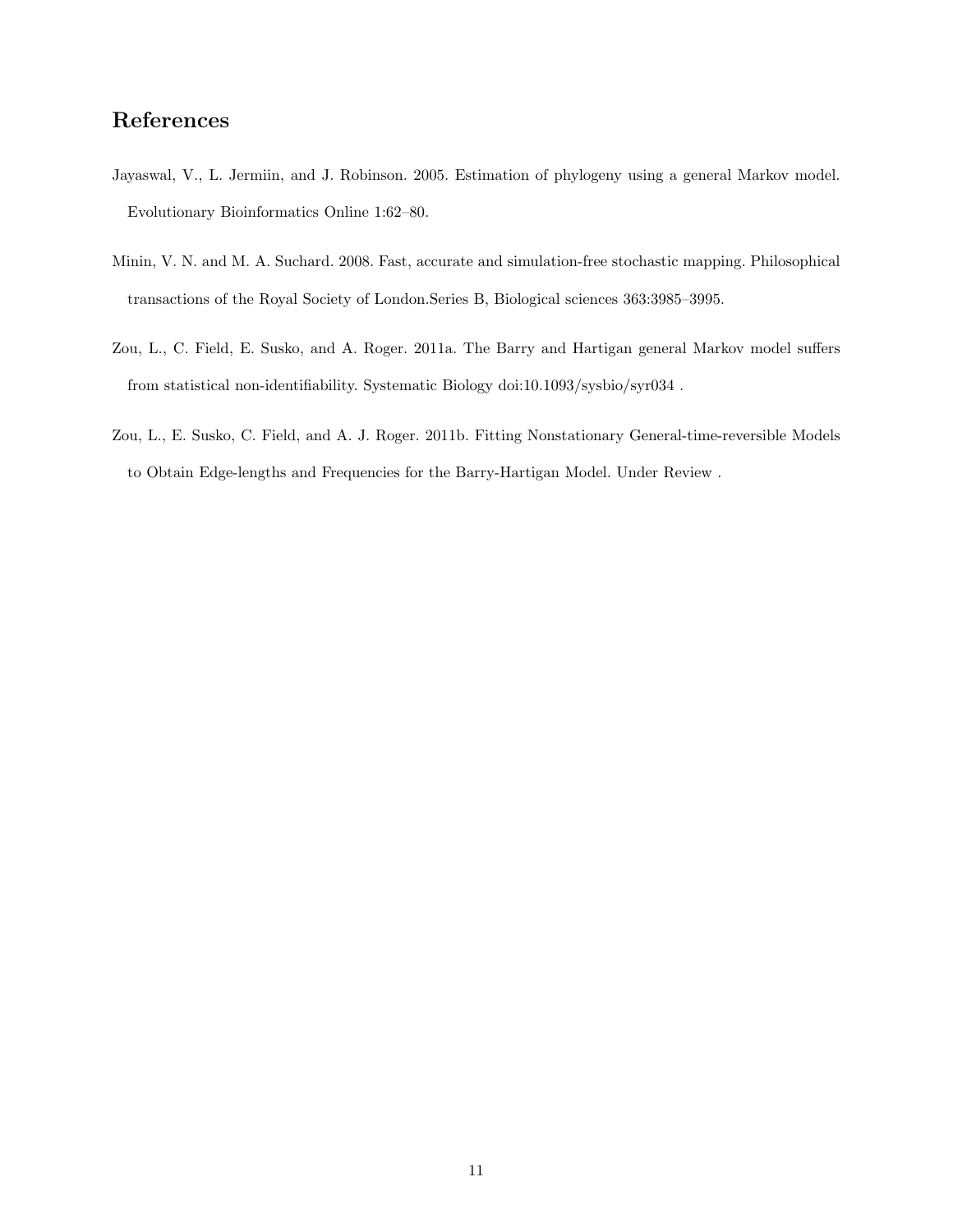## References

Jayaswal, V., L. Jermiin, and J. Robinson. 2005. Estimation of phylogeny using a general Markov model. Evolutionary Bioinformatics Online 1:62–80.

Minin, V. N. and M. A. Suchard. 2008. Fast, accurate and simulation-free stochastic mapping. Philosophical transactions of the Royal Society of London.Series B, Biological sciences 363:3985–3995.

Zou, L., C. Field, E. Susko, and A. Roger. 2011a. The Barry and Hartigan general Markov model suffers from statistical non-identifiability. Systematic Biology doi:10.1093/sysbio/syr034 .

Zou, L., E. Susko, C. Field, and A. J. Roger. 2011b. Fitting Nonstationary General-time-reversible Models to Obtain Edge-lengths and Frequencies for the Barry-Hartigan Model. Under Review .